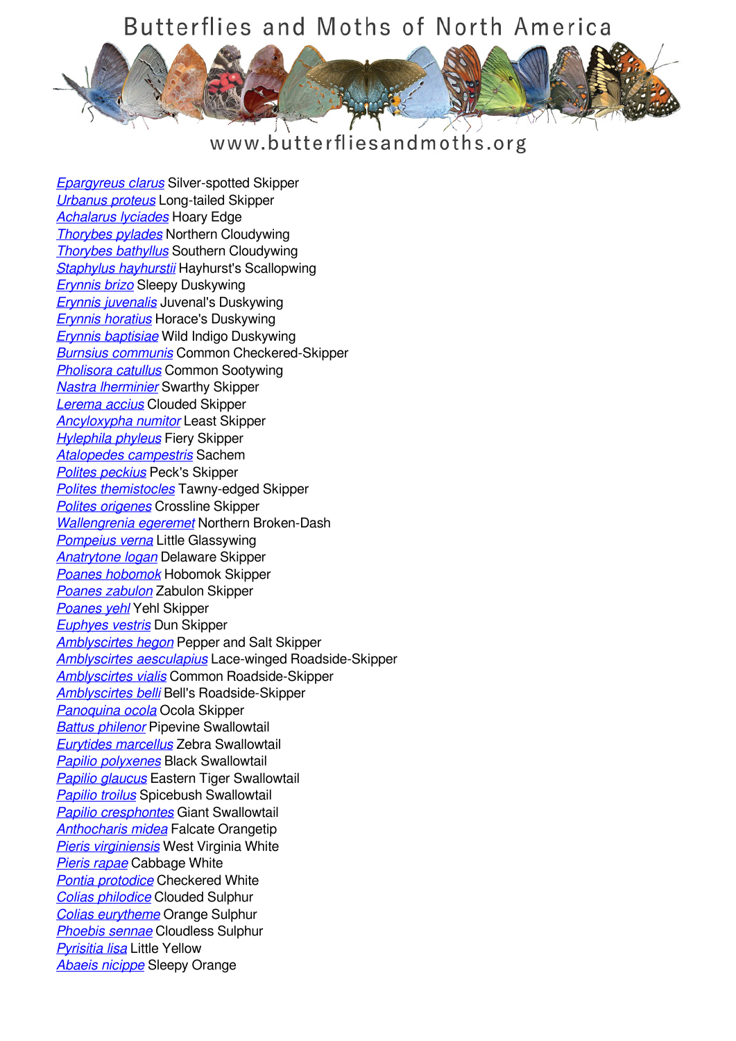# Butterflies and Moths of North America

www.butterfliesandmoths.org

*Epargyreus clarus* Silver-spotted Skipper
*Urbanus proteus* Long-tailed Skipper
*Achalarus lyciades* Hoary Edge
*Thorybes pylades* Northern Cloudywing
*Thorybes bathyllus* Southern Cloudywing
*Staphylus hayhurstii* Hayhurst's Scallopwing
*Erynnis brizo* Sleepy Duskywing
*Erynnis juvenalis* Juvenal's Duskywing
*Erynnis horatius* Horace's Duskywing
*Erynnis baptisiae* Wild Indigo Duskywing
*Burnsius communis* Common Checkered-Skipper
*Pholisora catullus* Common Sootywing
*Nastra lherminier* Swarthy Skipper
*Lerema accius* Clouded Skipper
*Ancyloxypha numitor* Least Skipper
*Hylephila phyleus* Fiery Skipper
*Atalopedes campestris* Sachem
*Polites peckius* Peck's Skipper
*Polites themistocles* Tawny-edged Skipper
*Polites origenes* Crossline Skipper
*Wallengrenia egeremet* Northern Broken-Dash
*Pompeius verna* Little Glassywing
*Anatrytone logan* Delaware Skipper
*Poanes hobomok* Hobomok Skipper
*Poanes zabulon* Zabulon Skipper
*Poanes yehl* Yehl Skipper
*Euphyes vestris* Dun Skipper
*Amblyscirtes hegon* Pepper and Salt Skipper
*Amblyscirtes aesculapius* Lace-winged Roadside-Skipper
*Amblyscirtes vialis* Common Roadside-Skipper
*Amblyscirtes belli* Bell's Roadside-Skipper
*Panoquina ocola* Ocola Skipper
*Battus philenor* Pipevine Swallowtail
*Eurytides marcellus* Zebra Swallowtail
*Papilio polyxenes* Black Swallowtail
*Papilio glaucus* Eastern Tiger Swallowtail
*Papilio troilus* Spicebush Swallowtail
*Papilio cresphontes* Giant Swallowtail
*Anthocharis midea* Falcate Orangetip
*Pieris virginiensis* West Virginia White
*Pieris rapae* Cabbage White
*Pontia protodice* Checkered White
*Colias philodice* Clouded Sulphur
*Colias eurytheme* Orange Sulphur
*Phoebis sennae* Cloudless Sulphur
*Pyrisitia lisa* Little Yellow
*Abaeis nicippe* Sleepy Orange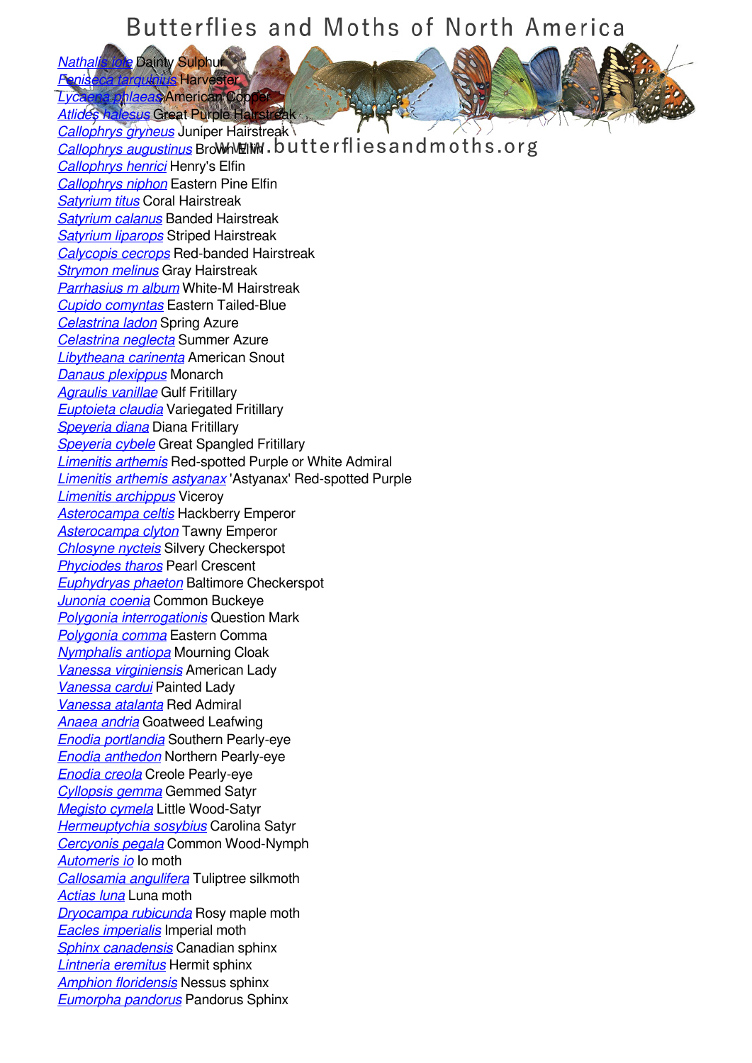# Butterflies and Moths of North America

www.butterfliesandmoths.org

*Nathalis iole* Dainty Sulphur
*Feniseca tarquinius* Harvester
*Lycaena phlaeas* American Copper
*Atlides halesus* Great Purple Hairstreak
*Callophrys gryneus* Juniper Hairstreak
*Callophrys augustinus* Brown Elfin
*Callophrys henrici* Henry's Elfin
*Callophrys niphon* Eastern Pine Elfin
*Satyrium titus* Coral Hairstreak
*Satyrium calanus* Banded Hairstreak
*Satyrium liparops* Striped Hairstreak
*Calycopis cecrops* Red-banded Hairstreak
*Strymon melinus* Gray Hairstreak
*Parrhasius m album* White-M Hairstreak
*Cupido comyntas* Eastern Tailed-Blue
*Celastrina ladon* Spring Azure
*Celastrina neglecta* Summer Azure
*Libytheana carinenta* American Snout
*Danaus plexippus* Monarch
*Agraulis vanillae* Gulf Fritillary
*Euptoieta claudia* Variegated Fritillary
*Speyeria diana* Diana Fritillary
*Speyeria cybele* Great Spangled Fritillary
*Limenitis arthemis* Red-spotted Purple or White Admiral
*Limenitis arthemis astyanax* 'Astyanax' Red-spotted Purple
*Limenitis archippus* Viceroy
*Asterocampa celtis* Hackberry Emperor
*Asterocampa clyton* Tawny Emperor
*Chlosyne nycteis* Silvery Checkerspot
*Phyciodes tharos* Pearl Crescent
*Euphydryas phaeton* Baltimore Checkerspot
*Junonia coenia* Common Buckeye
*Polygonia interrogationis* Question Mark
*Polygonia comma* Eastern Comma
*Nymphalis antiopa* Mourning Cloak
*Vanessa virginiensis* American Lady
*Vanessa cardui* Painted Lady
*Vanessa atalanta* Red Admiral
*Anaea andria* Goatweed Leafwing
*Enodia portlandia* Southern Pearly-eye
*Enodia anthedon* Northern Pearly-eye
*Enodia creola* Creole Pearly-eye
*Cyllopsis gemma* Gemmed Satyr
*Megisto cymela* Little Wood-Satyr
*Hermeuptychia sosybius* Carolina Satyr
*Cercyonis pegala* Common Wood-Nymph
*Automeris io* Io moth
*Callosamia angulifera* Tuliptree silkmoth
*Actias luna* Luna moth
*Dryocampa rubicunda* Rosy maple moth
*Eacles imperialis* Imperial moth
*Sphinx canadensis* Canadian sphinx
*Lintneria eremitus* Hermit sphinx
*Amphion floridensis* Nessus sphinx
*Eumorpha pandorus* Pandorus Sphinx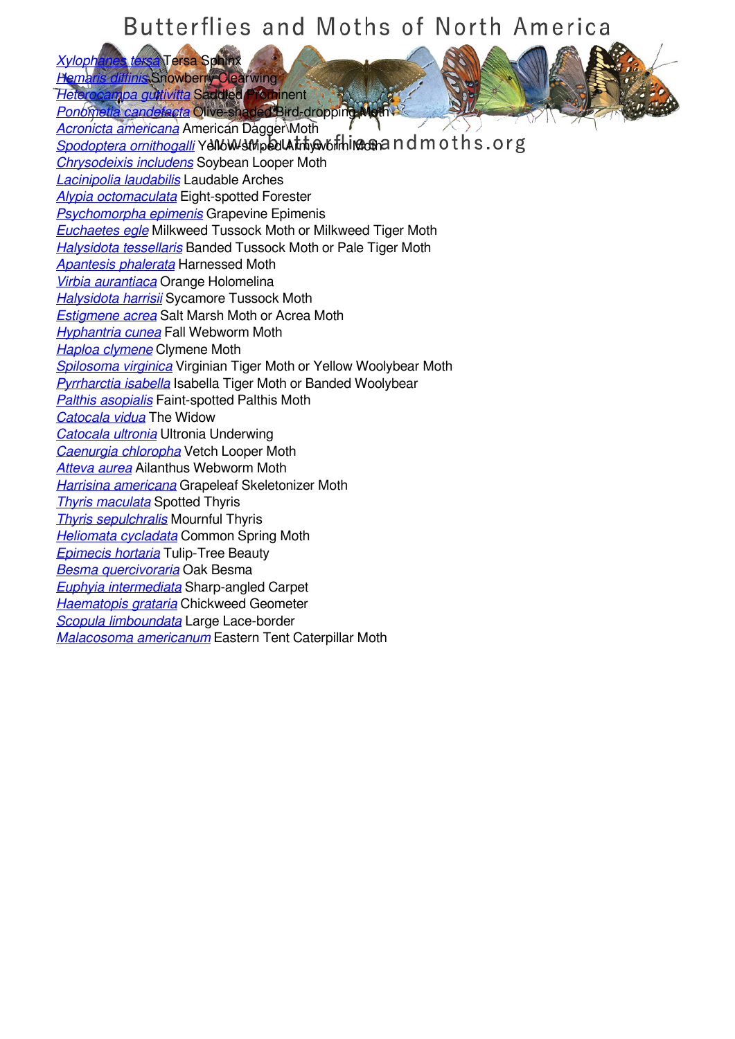*Xylophanes tersa* Tersa Sphinx
*Hemaris diffinis* Snowberry Clearwing
*Heterocampa guttivitta* Saddled Prominent
*Ponometia candefacta* Olive-shaded Bird-dropping Moth
*Acronicta americana* American Dagger Moth
*Spodoptera ornithogalli* Yellow-striped Armyworm Moth
*Chrysodeixis includens* Soybean Looper Moth
*Lacinipolia laudabilis* Laudable Arches
*Alypia octomaculata* Eight-spotted Forester
*Psychomorpha epimenis* Grapevine Epimenis
*Euchaetes egle* Milkweed Tussock Moth or Milkweed Tiger Moth
*Halysidota tessellaris* Banded Tussock Moth or Pale Tiger Moth
*Apantesis phalerata* Harnessed Moth
*Virbia aurantiaca* Orange Holomelina
*Halysidota harrisii* Sycamore Tussock Moth
*Estigmene acrea* Salt Marsh Moth or Acrea Moth
*Hyphantria cunea* Fall Webworm Moth
*Haploa clymene* Clymene Moth
*Spilosoma virginica* Virginian Tiger Moth or Yellow Woolybear Moth
*Pyrrharctia isabella* Isabella Tiger Moth or Banded Woolybear
*Palthis asopialis* Faint-spotted Palthis Moth
*Catocala vidua* The Widow
*Catocala ultronia* Ultronia Underwing
*Caenurgia chloropha* Vetch Looper Moth
*Atteva aurea* Ailanthus Webworm Moth
*Harrisina americana* Grapeleaf Skeletonizer Moth
*Thyris maculata* Spotted Thyris
*Thyris sepulchralis* Mournful Thyris
*Heliomata cycladata* Common Spring Moth
*Epimecis hortaria* Tulip-Tree Beauty
*Besma quercivoraria* Oak Besma
*Euphyia intermediata* Sharp-angled Carpet
*Haematopis grataria* Chickweed Geometer
*Scopula limboundata* Large Lace-border
*Malacosoma americanum* Eastern Tent Caterpillar Moth